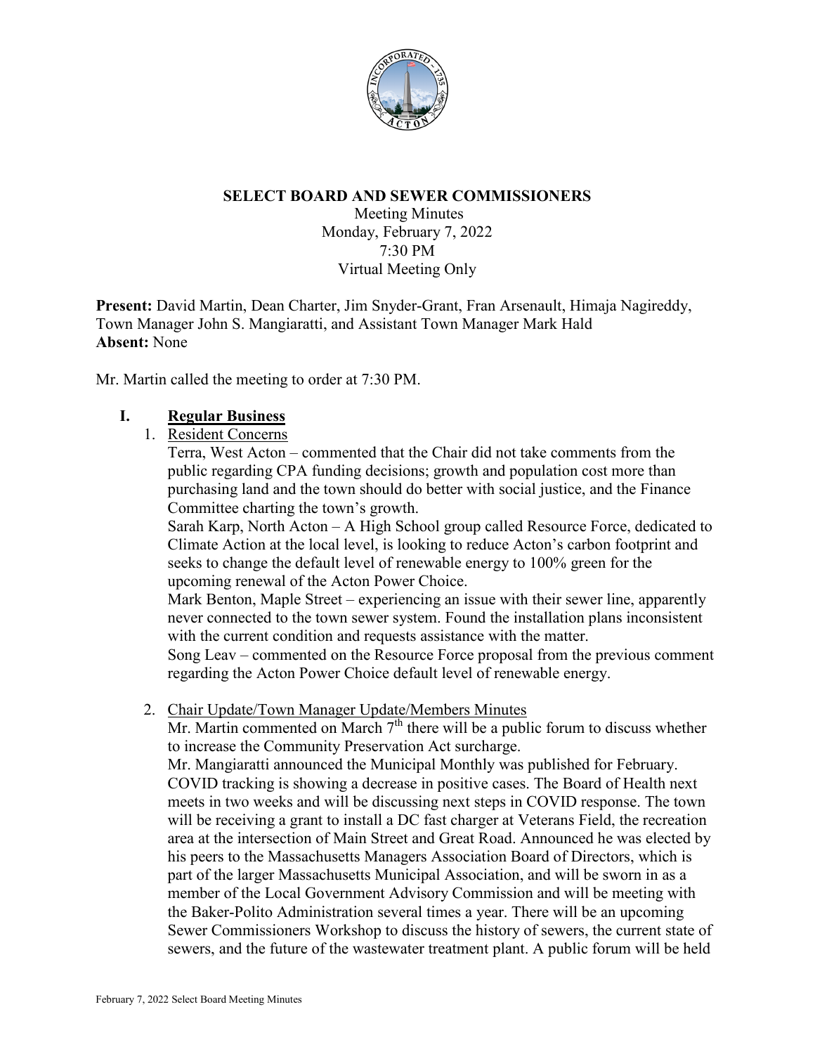## SELECT BOARD AND SEWER COMMISSIONERS

Meeting Minutes
Monday, February 7, 2022
7:30 PM
Virtual Meeting Only

**Present:** David Martin, Dean Charter, Jim Snyder-Grant, Fran Arsenault, Himaja Nagireddy, Town Manager John S. Mangiaratti, and Assistant Town Manager Mark Hald
**Absent:** None

Mr. Martin called the meeting to order at 7:30 PM.

### I. Regular Business

1. Resident Concerns

   Terra, West Acton – commented that the Chair did not take comments from the public regarding CPA funding decisions; growth and population cost more than purchasing land and the town should do better with social justice, and the Finance Committee charting the town's growth.

   Sarah Karp, North Acton – A High School group called Resource Force, dedicated to Climate Action at the local level, is looking to reduce Acton's carbon footprint and seeks to change the default level of renewable energy to 100% green for the upcoming renewal of the Acton Power Choice.

   Mark Benton, Maple Street – experiencing an issue with their sewer line, apparently never connected to the town sewer system. Found the installation plans inconsistent with the current condition and requests assistance with the matter.

   Song Leav – commented on the Resource Force proposal from the previous comment regarding the Acton Power Choice default level of renewable energy.

2. Chair Update/Town Manager Update/Members Minutes

   Mr. Martin commented on March 7th there will be a public forum to discuss whether to increase the Community Preservation Act surcharge.

   Mr. Mangiaratti announced the Municipal Monthly was published for February. COVID tracking is showing a decrease in positive cases. The Board of Health next meets in two weeks and will be discussing next steps in COVID response. The town will be receiving a grant to install a DC fast charger at Veterans Field, the recreation area at the intersection of Main Street and Great Road. Announced he was elected by his peers to the Massachusetts Managers Association Board of Directors, which is part of the larger Massachusetts Municipal Association, and will be sworn in as a member of the Local Government Advisory Commission and will be meeting with the Baker-Polito Administration several times a year. There will be an upcoming Sewer Commissioners Workshop to discuss the history of sewers, the current state of sewers, and the future of the wastewater treatment plant. A public forum will be held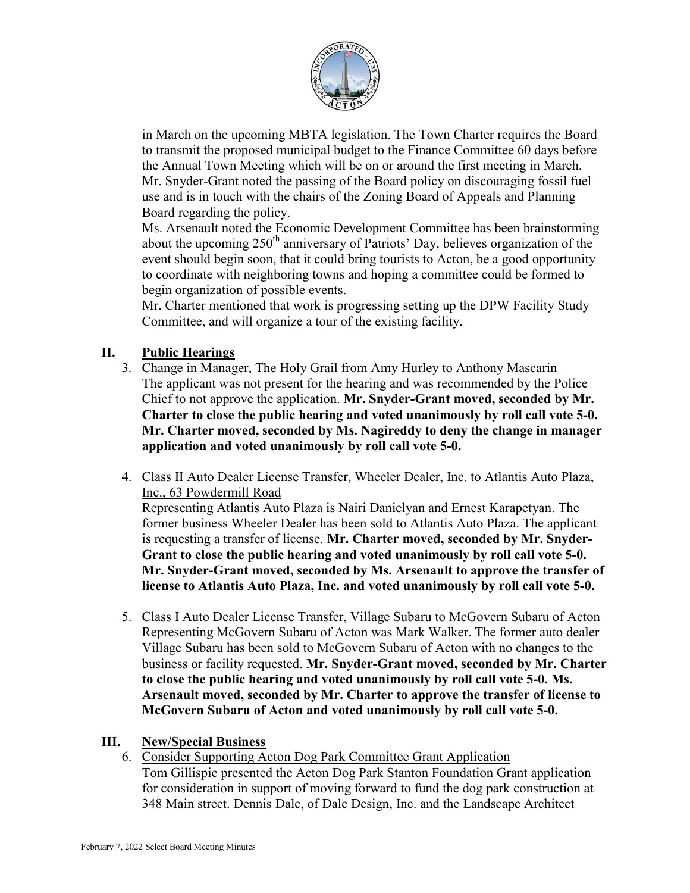in March on the upcoming MBTA legislation. The Town Charter requires the Board to transmit the proposed municipal budget to the Finance Committee 60 days before the Annual Town Meeting which will be on or around the first meeting in March. Mr. Snyder-Grant noted the passing of the Board policy on discouraging fossil fuel use and is in touch with the chairs of the Zoning Board of Appeals and Planning Board regarding the policy.

Ms. Arsenault noted the Economic Development Committee has been brainstorming about the upcoming 250th anniversary of Patriots' Day, believes organization of the event should begin soon, that it could bring tourists to Acton, be a good opportunity to coordinate with neighboring towns and hoping a committee could be formed to begin organization of possible events.

Mr. Charter mentioned that work is progressing setting up the DPW Facility Study Committee, and will organize a tour of the existing facility.

## II. Public Hearings

3. Change in Manager, The Holy Grail from Amy Hurley to Anthony Mascarin
   The applicant was not present for the hearing and was recommended by the Police Chief to not approve the application. **Mr. Snyder-Grant moved, seconded by Mr. Charter to close the public hearing and voted unanimously by roll call vote 5-0. Mr. Charter moved, seconded by Ms. Nagireddy to deny the change in manager application and voted unanimously by roll call vote 5-0.**

4. Class II Auto Dealer License Transfer, Wheeler Dealer, Inc. to Atlantis Auto Plaza, Inc., 63 Powdermill Road
   Representing Atlantis Auto Plaza is Nairi Danielyan and Ernest Karapetyan. The former business Wheeler Dealer has been sold to Atlantis Auto Plaza. The applicant is requesting a transfer of license. **Mr. Charter moved, seconded by Mr. Snyder-Grant to close the public hearing and voted unanimously by roll call vote 5-0. Mr. Snyder-Grant moved, seconded by Ms. Arsenault to approve the transfer of license to Atlantis Auto Plaza, Inc. and voted unanimously by roll call vote 5-0.**

5. Class I Auto Dealer License Transfer, Village Subaru to McGovern Subaru of Acton
   Representing McGovern Subaru of Acton was Mark Walker. The former auto dealer Village Subaru has been sold to McGovern Subaru of Acton with no changes to the business or facility requested. **Mr. Snyder-Grant moved, seconded by Mr. Charter to close the public hearing and voted unanimously by roll call vote 5-0. Ms. Arsenault moved, seconded by Mr. Charter to approve the transfer of license to McGovern Subaru of Acton and voted unanimously by roll call vote 5-0.**

## III. New/Special Business

6. Consider Supporting Acton Dog Park Committee Grant Application
   Tom Gillispie presented the Acton Dog Park Stanton Foundation Grant application for consideration in support of moving forward to fund the dog park construction at 348 Main street. Dennis Dale, of Dale Design, Inc. and the Landscape Architect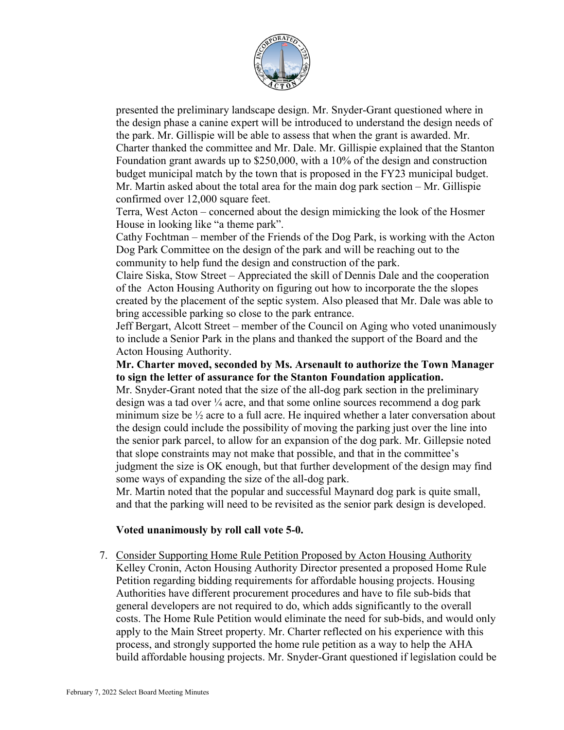presented the preliminary landscape design. Mr. Snyder-Grant questioned where in the design phase a canine expert will be introduced to understand the design needs of the park. Mr. Gillispie will be able to assess that when the grant is awarded. Mr. Charter thanked the committee and Mr. Dale. Mr. Gillispie explained that the Stanton Foundation grant awards up to $250,000, with a 10% of the design and construction budget municipal match by the town that is proposed in the FY23 municipal budget. Mr. Martin asked about the total area for the main dog park section – Mr. Gillispie confirmed over 12,000 square feet.

Terra, West Acton – concerned about the design mimicking the look of the Hosmer House in looking like "a theme park".

Cathy Fochtman – member of the Friends of the Dog Park, is working with the Acton Dog Park Committee on the design of the park and will be reaching out to the community to help fund the design and construction of the park.

Claire Siska, Stow Street – Appreciated the skill of Dennis Dale and the cooperation of the Acton Housing Authority on figuring out how to incorporate the the slopes created by the placement of the septic system. Also pleased that Mr. Dale was able to bring accessible parking so close to the park entrance.

Jeff Bergart, Alcott Street – member of the Council on Aging who voted unanimously to include a Senior Park in the plans and thanked the support of the Board and the Acton Housing Authority.

**Mr. Charter moved, seconded by Ms. Arsenault to authorize the Town Manager to sign the letter of assurance for the Stanton Foundation application.**

Mr. Snyder-Grant noted that the size of the all-dog park section in the preliminary design was a tad over ¼ acre, and that some online sources recommend a dog park minimum size be ½ acre to a full acre. He inquired whether a later conversation about the design could include the possibility of moving the parking just over the line into the senior park parcel, to allow for an expansion of the dog park. Mr. Gillepsie noted that slope constraints may not make that possible, and that in the committee's judgment the size is OK enough, but that further development of the design may find some ways of expanding the size of the all-dog park.

Mr. Martin noted that the popular and successful Maynard dog park is quite small, and that the parking will need to be revisited as the senior park design is developed.

**Voted unanimously by roll call vote 5-0.**

7. Consider Supporting Home Rule Petition Proposed by Acton Housing Authority
   Kelley Cronin, Acton Housing Authority Director presented a proposed Home Rule Petition regarding bidding requirements for affordable housing projects. Housing Authorities have different procurement procedures and have to file sub-bids that general developers are not required to do, which adds significantly to the overall costs. The Home Rule Petition would eliminate the need for sub-bids, and would only apply to the Main Street property. Mr. Charter reflected on his experience with this process, and strongly supported the home rule petition as a way to help the AHA build affordable housing projects. Mr. Snyder-Grant questioned if legislation could be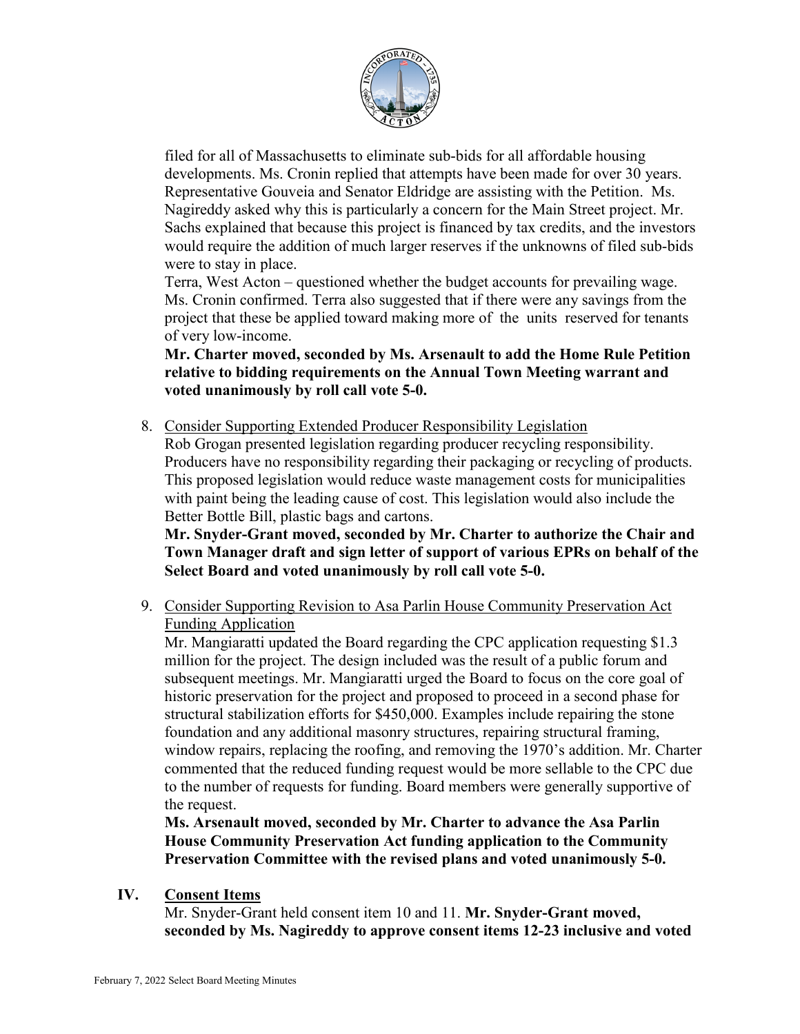filed for all of Massachusetts to eliminate sub-bids for all affordable housing developments. Ms. Cronin replied that attempts have been made for over 30 years. Representative Gouveia and Senator Eldridge are assisting with the Petition. Ms. Nagireddy asked why this is particularly a concern for the Main Street project. Mr. Sachs explained that because this project is financed by tax credits, and the investors would require the addition of much larger reserves if the unknowns of filed sub-bids were to stay in place.

Terra, West Acton – questioned whether the budget accounts for prevailing wage. Ms. Cronin confirmed. Terra also suggested that if there were any savings from the project that these be applied toward making more of the units reserved for tenants of very low-income.

**Mr. Charter moved, seconded by Ms. Arsenault to add the Home Rule Petition relative to bidding requirements on the Annual Town Meeting warrant and voted unanimously by roll call vote 5-0.**

8. Consider Supporting Extended Producer Responsibility Legislation

   Rob Grogan presented legislation regarding producer recycling responsibility. Producers have no responsibility regarding their packaging or recycling of products. This proposed legislation would reduce waste management costs for municipalities with paint being the leading cause of cost. This legislation would also include the Better Bottle Bill, plastic bags and cartons.

   **Mr. Snyder-Grant moved, seconded by Mr. Charter to authorize the Chair and Town Manager draft and sign letter of support of various EPRs on behalf of the Select Board and voted unanimously by roll call vote 5-0.**

9. Consider Supporting Revision to Asa Parlin House Community Preservation Act Funding Application

   Mr. Mangiaratti updated the Board regarding the CPC application requesting $1.3 million for the project. The design included was the result of a public forum and subsequent meetings. Mr. Mangiaratti urged the Board to focus on the core goal of historic preservation for the project and proposed to proceed in a second phase for structural stabilization efforts for $450,000. Examples include repairing the stone foundation and any additional masonry structures, repairing structural framing, window repairs, replacing the roofing, and removing the 1970's addition. Mr. Charter commented that the reduced funding request would be more sellable to the CPC due to the number of requests for funding. Board members were generally supportive of the request.

   **Ms. Arsenault moved, seconded by Mr. Charter to advance the Asa Parlin House Community Preservation Act funding application to the Community Preservation Committee with the revised plans and voted unanimously 5-0.**

## IV. Consent Items

Mr. Snyder-Grant held consent item 10 and 11. **Mr. Snyder-Grant moved, seconded by Ms. Nagireddy to approve consent items 12-23 inclusive and voted**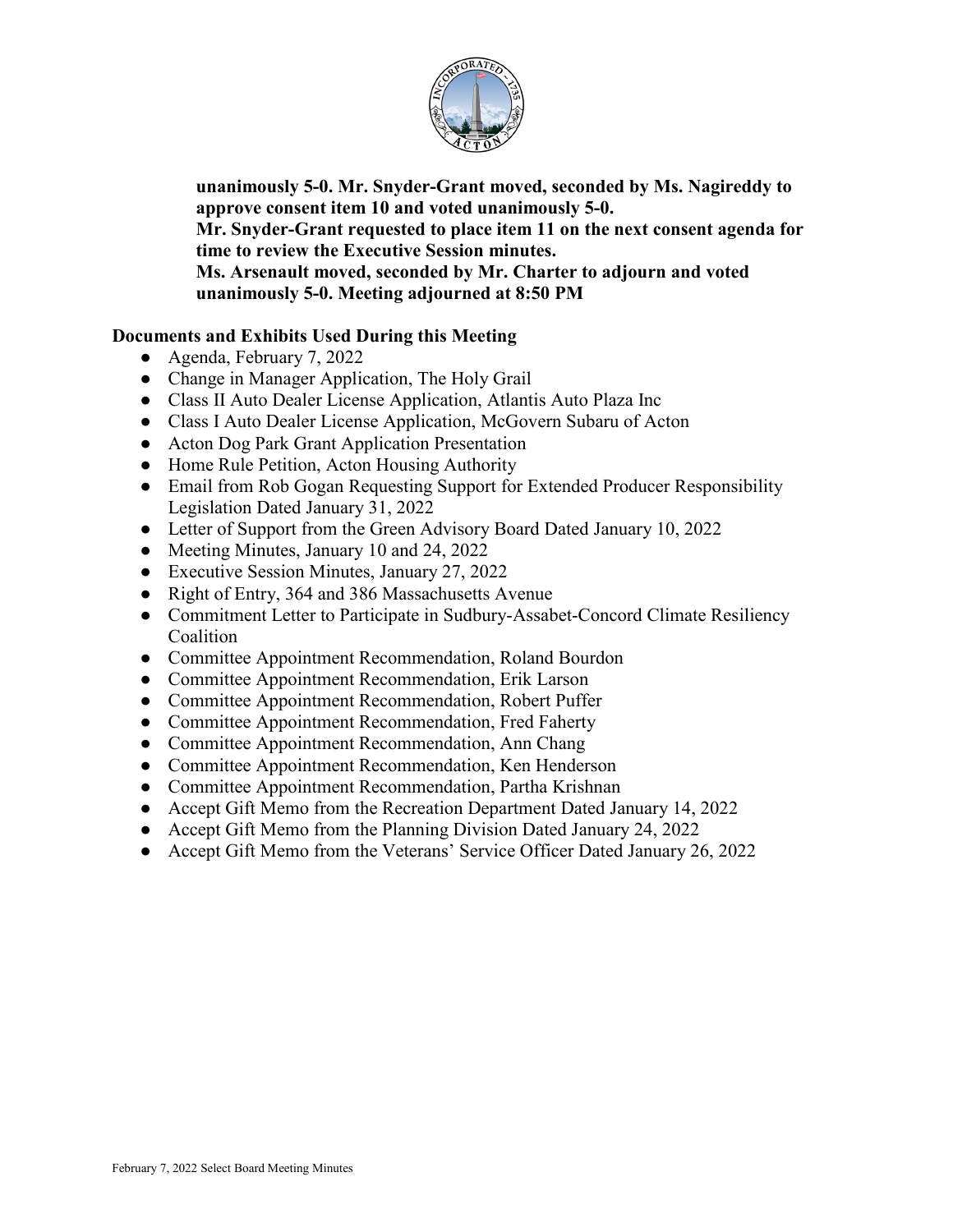**unanimously 5-0. Mr. Snyder-Grant moved, seconded by Ms. Nagireddy to approve consent item 10 and voted unanimously 5-0.**
**Mr. Snyder-Grant requested to place item 11 on the next consent agenda for time to review the Executive Session minutes.**
**Ms. Arsenault moved, seconded by Mr. Charter to adjourn and voted unanimously 5-0. Meeting adjourned at 8:50 PM**

**Documents and Exhibits Used During this Meeting**

- Agenda, February 7, 2022
- Change in Manager Application, The Holy Grail
- Class II Auto Dealer License Application, Atlantis Auto Plaza Inc
- Class I Auto Dealer License Application, McGovern Subaru of Acton
- Acton Dog Park Grant Application Presentation
- Home Rule Petition, Acton Housing Authority
- Email from Rob Gogan Requesting Support for Extended Producer Responsibility Legislation Dated January 31, 2022
- Letter of Support from the Green Advisory Board Dated January 10, 2022
- Meeting Minutes, January 10 and 24, 2022
- Executive Session Minutes, January 27, 2022
- Right of Entry, 364 and 386 Massachusetts Avenue
- Commitment Letter to Participate in Sudbury-Assabet-Concord Climate Resiliency Coalition
- Committee Appointment Recommendation, Roland Bourdon
- Committee Appointment Recommendation, Erik Larson
- Committee Appointment Recommendation, Robert Puffer
- Committee Appointment Recommendation, Fred Faherty
- Committee Appointment Recommendation, Ann Chang
- Committee Appointment Recommendation, Ken Henderson
- Committee Appointment Recommendation, Partha Krishnan
- Accept Gift Memo from the Recreation Department Dated January 14, 2022
- Accept Gift Memo from the Planning Division Dated January 24, 2022
- Accept Gift Memo from the Veterans' Service Officer Dated January 26, 2022